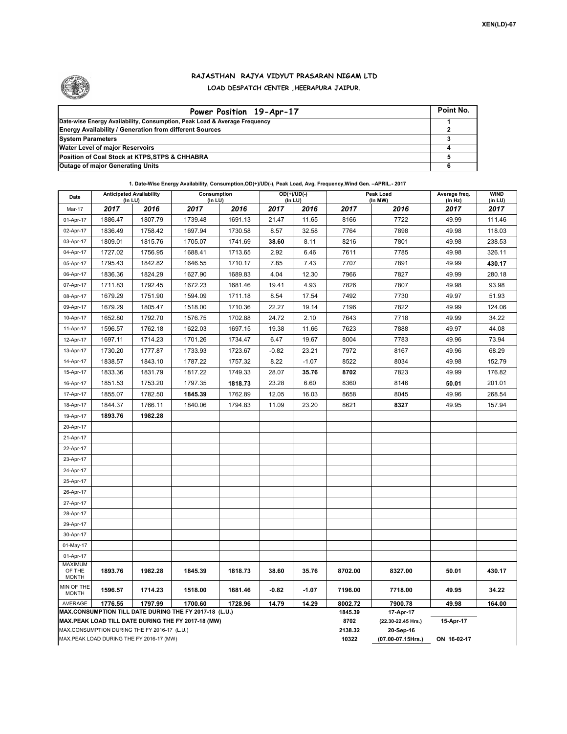XEN(LD)-67

# RAJASTHAN RAJYA VIDYUT PRASARAN NIGAM LTD

## LOAD DESPATCH CENTER ,HEERAPURA JAIPUR.

| Power Position 19-Apr-17 | Point No. |
|---|---|
| Date-wise Energy Availability, Consumption, Peak Load & Average Frequency | 1 |
| Energy Availability / Generation from different Sources | 2 |
| System Parameters | 3 |
| Water Level of major Reservoirs | 4 |
| Position of Coal Stock at KTPS,STPS & CHHABRA | 5 |
| Outage of major Generating Units | 6 |

**1. Date-Wise Energy Availability, Consumption,OD(+)/UD(-), Peak Load, Avg. Frequency,Wind Gen. –APRIL.- 2017**

| Date | Anticipated Availability (In LU) | | Consumption (In LU) | | OD(+)/UD(-) (In LU) | | Peak Load (In MW) | | Average freq. (In Hz) | WIND (in LU) |
|---|---|---|---|---|---|---|---|---|---|---|
| Mar-17 | 2017 | 2016 | 2017 | 2016 | 2017 | 2016 | 2017 | 2016 | 2017 | 2017 |
| 01-Apr-17 | 1886.47 | 1807.79 | 1739.48 | 1691.13 | 21.47 | 11.65 | 8166 | 7722 | 49.99 | 111.46 |
| 02-Apr-17 | 1836.49 | 1758.42 | 1697.94 | 1730.58 | 8.57 | 32.58 | 7764 | 7898 | 49.98 | 118.03 |
| 03-Apr-17 | 1809.01 | 1815.76 | 1705.07 | 1741.69 | **38.60** | 8.11 | 8216 | 7801 | 49.98 | 238.53 |
| 04-Apr-17 | 1727.02 | 1756.95 | 1688.41 | 1713.65 | 2.92 | 6.46 | 7611 | 7785 | 49.98 | 326.11 |
| 05-Apr-17 | 1795.43 | 1842.82 | 1646.55 | 1710.17 | 7.85 | 7.43 | 7707 | 7891 | 49.99 | **430.17** |
| 06-Apr-17 | 1836.36 | 1824.29 | 1627.90 | 1689.83 | 4.04 | 12.30 | 7966 | 7827 | 49.99 | 280.18 |
| 07-Apr-17 | 1711.83 | 1792.45 | 1672.23 | 1681.46 | 19.41 | 4.93 | 7826 | 7807 | 49.98 | 93.98 |
| 08-Apr-17 | 1679.29 | 1751.90 | 1594.09 | 1711.18 | 8.54 | 17.54 | 7492 | 7730 | 49.97 | 51.93 |
| 09-Apr-17 | 1679.29 | 1805.47 | 1518.00 | 1710.36 | 22.27 | 19.14 | 7196 | 7822 | 49.99 | 124.06 |
| 10-Apr-17 | 1652.80 | 1792.70 | 1576.75 | 1702.88 | 24.72 | 2.10 | 7643 | 7718 | 49.99 | 34.22 |
| 11-Apr-17 | 1596.57 | 1762.18 | 1622.03 | 1697.15 | 19.38 | 11.66 | 7623 | 7888 | 49.97 | 44.08 |
| 12-Apr-17 | 1697.11 | 1714.23 | 1701.26 | 1734.47 | 6.47 | 19.67 | 8004 | 7783 | 49.96 | 73.94 |
| 13-Apr-17 | 1730.20 | 1777.87 | 1733.93 | 1723.67 | -0.82 | 23.21 | 7972 | 8167 | 49.96 | 68.29 |
| 14-Apr-17 | 1838.57 | 1843.10 | 1787.22 | 1757.32 | 8.22 | -1.07 | 8522 | 8034 | 49.98 | 152.79 |
| 15-Apr-17 | 1833.36 | 1831.79 | 1817.22 | 1749.33 | 28.07 | **35.76** | **8702** | 7823 | 49.99 | 176.82 |
| 16-Apr-17 | 1851.53 | 1753.20 | 1797.35 | **1818.73** | 23.28 | 6.60 | 8360 | 8146 | **50.01** | 201.01 |
| 17-Apr-17 | 1855.07 | 1782.50 | **1845.39** | 1762.89 | 12.05 | 16.03 | 8658 | 8045 | 49.96 | 268.54 |
| 18-Apr-17 | 1844.37 | 1766.11 | 1840.06 | 1794.83 | 11.09 | 23.20 | 8621 | **8327** | 49.95 | 157.94 |
| 19-Apr-17 | **1893.76** | **1982.28** | | | | | | | | |
| 20-Apr-17 | | | | | | | | | | |
| 21-Apr-17 | | | | | | | | | | |
| 22-Apr-17 | | | | | | | | | | |
| 23-Apr-17 | | | | | | | | | | |
| 24-Apr-17 | | | | | | | | | | |
| 25-Apr-17 | | | | | | | | | | |
| 26-Apr-17 | | | | | | | | | | |
| 27-Apr-17 | | | | | | | | | | |
| 28-Apr-17 | | | | | | | | | | |
| 29-Apr-17 | | | | | | | | | | |
| 30-Apr-17 | | | | | | | | | | |
| 01-May-17 | | | | | | | | | | |
| 01-Apr-17 | | | | | | | | | | |
| MAXIMUM OF THE MONTH | 1893.76 | 1982.28 | 1845.39 | 1818.73 | 38.60 | 35.76 | 8702.00 | 8327.00 | 50.01 | 430.17 |
| MIN OF THE MONTH | 1596.57 | 1714.23 | 1518.00 | 1681.46 | -0.82 | -1.07 | 7196.00 | 7718.00 | 49.95 | 34.22 |
| AVERAGE | 1776.55 | 1797.99 | 1700.60 | 1728.96 | 14.79 | 14.29 | 8002.72 | 7900.78 | 49.98 | 164.00 |

| | | | |
|---|---|---|---|
| MAX.CONSUMPTION TILL DATE DURING THE FY 2017-18 (L.U.) | 1845.39 | 17-Apr-17 | |
| MAX.PEAK LOAD TILL DATE DURING THE FY 2017-18 (MW) | 8702 | (22.30-22.45 Hrs.) | 15-Apr-17 |
| MAX.CONSUMPTION DURING THE FY 2016-17 (L.U.) | 2138.32 | 20-Sep-16 | |
| MAX.PEAK LOAD DURING THE FY 2016-17 (MW) | 10322 | (07.00-07.15Hrs.) | ON 16-02-17 |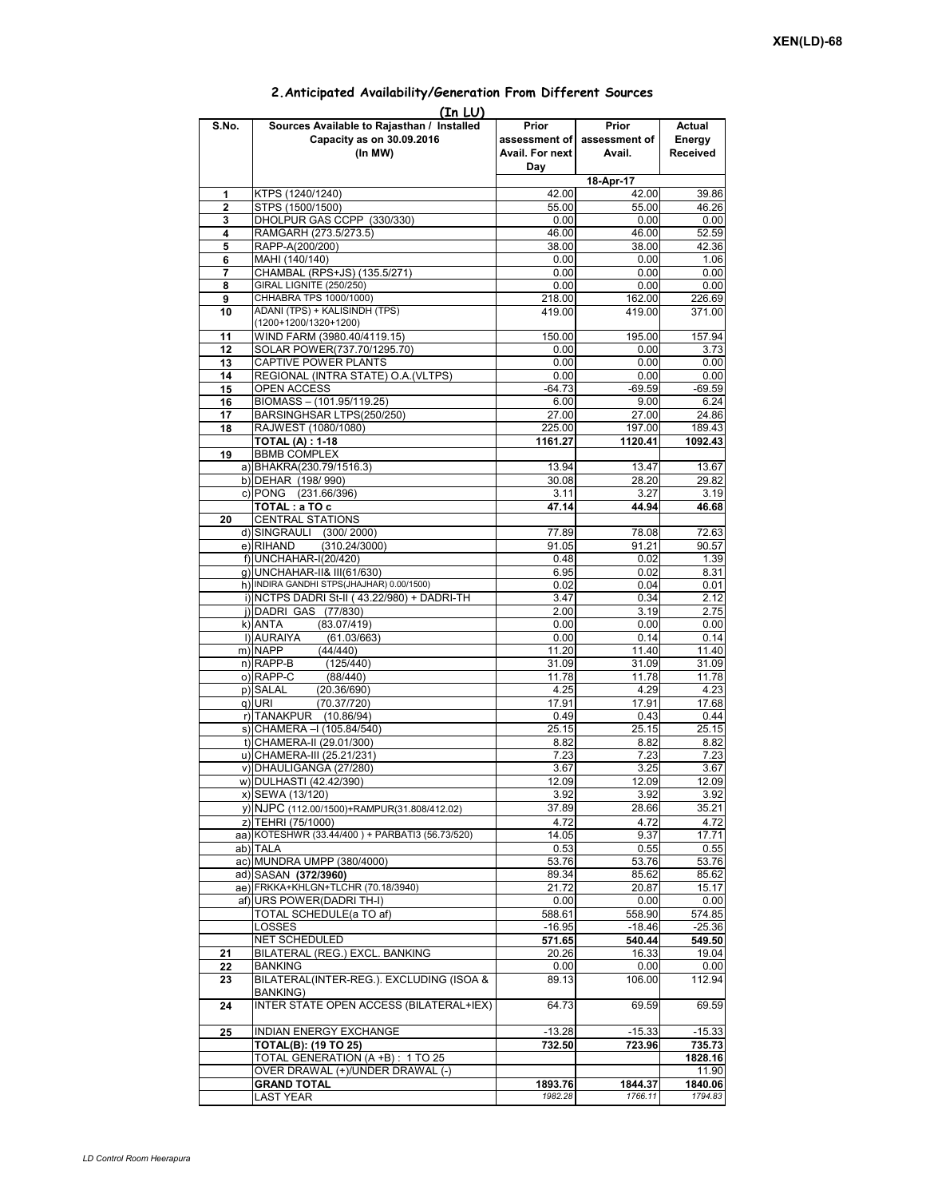XEN(LD)-68

## 2.Anticipated Availability/Generation From Different Sources

(In LU)

| S.No. | Sources Available to Rajasthan / Installed Capacity as on 30.09.2016 (In MW) | Prior assessment of Avail. For next Day | Prior assessment of Avail. | Actual Energy Received |
|---|---|---|---|---|
| | | 18-Apr-17 | | |
| 1 | KTPS (1240/1240) | 42.00 | 42.00 | 39.86 |
| 2 | STPS (1500/1500) | 55.00 | 55.00 | 46.26 |
| 3 | DHOLPUR GAS CCPP (330/330) | 0.00 | 0.00 | 0.00 |
| 4 | RAMGARH (273.5/273.5) | 46.00 | 46.00 | 52.59 |
| 5 | RAPP-A(200/200) | 38.00 | 38.00 | 42.36 |
| 6 | MAHI (140/140) | 0.00 | 0.00 | 1.06 |
| 7 | CHAMBAL (RPS+JS) (135.5/271) | 0.00 | 0.00 | 0.00 |
| 8 | GIRAL LIGNITE (250/250) | 0.00 | 0.00 | 0.00 |
| 9 | CHHABRA TPS 1000/1000) | 218.00 | 162.00 | 226.69 |
| 10 | ADANI (TPS) + KALISINDH (TPS) (1200+1200/1320+1200) | 419.00 | 419.00 | 371.00 |
| 11 | WIND FARM (3980.40/4119.15) | 150.00 | 195.00 | 157.94 |
| 12 | SOLAR POWER(737.70/1295.70) | 0.00 | 0.00 | 3.73 |
| 13 | CAPTIVE POWER PLANTS | 0.00 | 0.00 | 0.00 |
| 14 | REGIONAL (INTRA STATE) O.A.(VLTPS) | 0.00 | 0.00 | 0.00 |
| 15 | OPEN ACCESS | -64.73 | -69.59 | -69.59 |
| 16 | BIOMASS – (101.95/119.25) | 6.00 | 9.00 | 6.24 |
| 17 | BARSINGHSAR LTPS(250/250) | 27.00 | 27.00 | 24.86 |
| 18 | RAJWEST (1080/1080) | 225.00 | 197.00 | 189.43 |
| | **TOTAL (A) : 1-18** | **1161.27** | **1120.41** | **1092.43** |
| 19 | BBMB COMPLEX | | | |
| | a) BHAKRA(230.79/1516.3) | 13.94 | 13.47 | 13.67 |
| | b) DEHAR (198/ 990) | 30.08 | 28.20 | 29.82 |
| | c) PONG (231.66/396) | 3.11 | 3.27 | 3.19 |
| | **TOTAL : a TO c** | **47.14** | **44.94** | **46.68** |
| 20 | CENTRAL STATIONS | | | |
| | d) SINGRAULI (300/ 2000) | 77.89 | 78.08 | 72.63 |
| | e) RIHAND (310.24/3000) | 91.05 | 91.21 | 90.57 |
| | f) UNCHAHAR-I(20/420) | 0.48 | 0.02 | 1.39 |
| | g) UNCHAHAR-II& III(61/630) | 6.95 | 0.02 | 8.31 |
| | h) INDIRA GANDHI STPS(JHAJHAR) 0.00/1500) | 0.02 | 0.04 | 0.01 |
| | i) NCTPS DADRI St-II ( 43.22/980) + DADRI-TH | 3.47 | 0.34 | 2.12 |
| | j) DADRI GAS (77/830) | 2.00 | 3.19 | 2.75 |
| | k) ANTA (83.07/419) | 0.00 | 0.00 | 0.00 |
| | l) AURAIYA (61.03/663) | 0.00 | 0.14 | 0.14 |
| | m) NAPP (44/440) | 11.20 | 11.40 | 11.40 |
| | n) RAPP-B (125/440) | 31.09 | 31.09 | 31.09 |
| | o) RAPP-C (88/440) | 11.78 | 11.78 | 11.78 |
| | p) SALAL (20.36/690) | 4.25 | 4.29 | 4.23 |
| | q) URI (70.37/720) | 17.91 | 17.91 | 17.68 |
| | r) TANAKPUR (10.86/94) | 0.49 | 0.43 | 0.44 |
| | s) CHAMERA –I (105.84/540) | 25.15 | 25.15 | 25.15 |
| | t) CHAMERA-II (29.01/300) | 8.82 | 8.82 | 8.82 |
| | u) CHAMERA-III (25.21/231) | 7.23 | 7.23 | 7.23 |
| | v) DHAULIGANGA (27/280) | 3.67 | 3.25 | 3.67 |
| | w) DULHASTI (42.42/390) | 12.09 | 12.09 | 12.09 |
| | x) SEWA (13/120) | 3.92 | 3.92 | 3.92 |
| | y) NJPC (112.00/1500)+RAMPUR(31.808/412.02) | 37.89 | 28.66 | 35.21 |
| | z) TEHRI (75/1000) | 4.72 | 4.72 | 4.72 |
| | aa) KOTESHWR (33.44/400 ) + PARBATI3 (56.73/520) | 14.05 | 9.37 | 17.71 |
| | ab) TALA | 0.53 | 0.55 | 0.55 |
| | ac) MUNDRA UMPP (380/4000) | 53.76 | 53.76 | 53.76 |
| | ad) SASAN **(372/3960)** | 89.34 | 85.62 | 85.62 |
| | ae) FRKKA+KHLGN+TLCHR (70.18/3940) | 21.72 | 20.87 | 15.17 |
| | af) URS POWER(DADRI TH-I) | 0.00 | 0.00 | 0.00 |
| | TOTAL SCHEDULE(a TO af) | 588.61 | 558.90 | 574.85 |
| | LOSSES | -16.95 | -18.46 | -25.36 |
| | NET SCHEDULED | **571.65** | **540.44** | **549.50** |
| 21 | BILATERAL (REG.) EXCL. BANKING | 20.26 | 16.33 | 19.04 |
| 22 | BANKING | 0.00 | 0.00 | 0.00 |
| 23 | BILATERAL(INTER-REG.). EXCLUDING (ISOA & BANKING) | 89.13 | 106.00 | 112.94 |
| 24 | INTER STATE OPEN ACCESS (BILATERAL+IEX) | 64.73 | 69.59 | 69.59 |
| 25 | INDIAN ENERGY EXCHANGE | -13.28 | -15.33 | -15.33 |
| | **TOTAL(B): (19 TO 25)** | **732.50** | **723.96** | **735.73** |
| | TOTAL GENERATION (A +B) : 1 TO 25 | | | **1828.16** |
| | OVER DRAWAL (+)/UNDER DRAWAL (-) | | | 11.90 |
| | **GRAND TOTAL** | **1893.76** | **1844.37** | **1840.06** |
| | LAST YEAR | *1982.28* | *1766.11* | *1794.83* |

*LD Control Room Heerapura*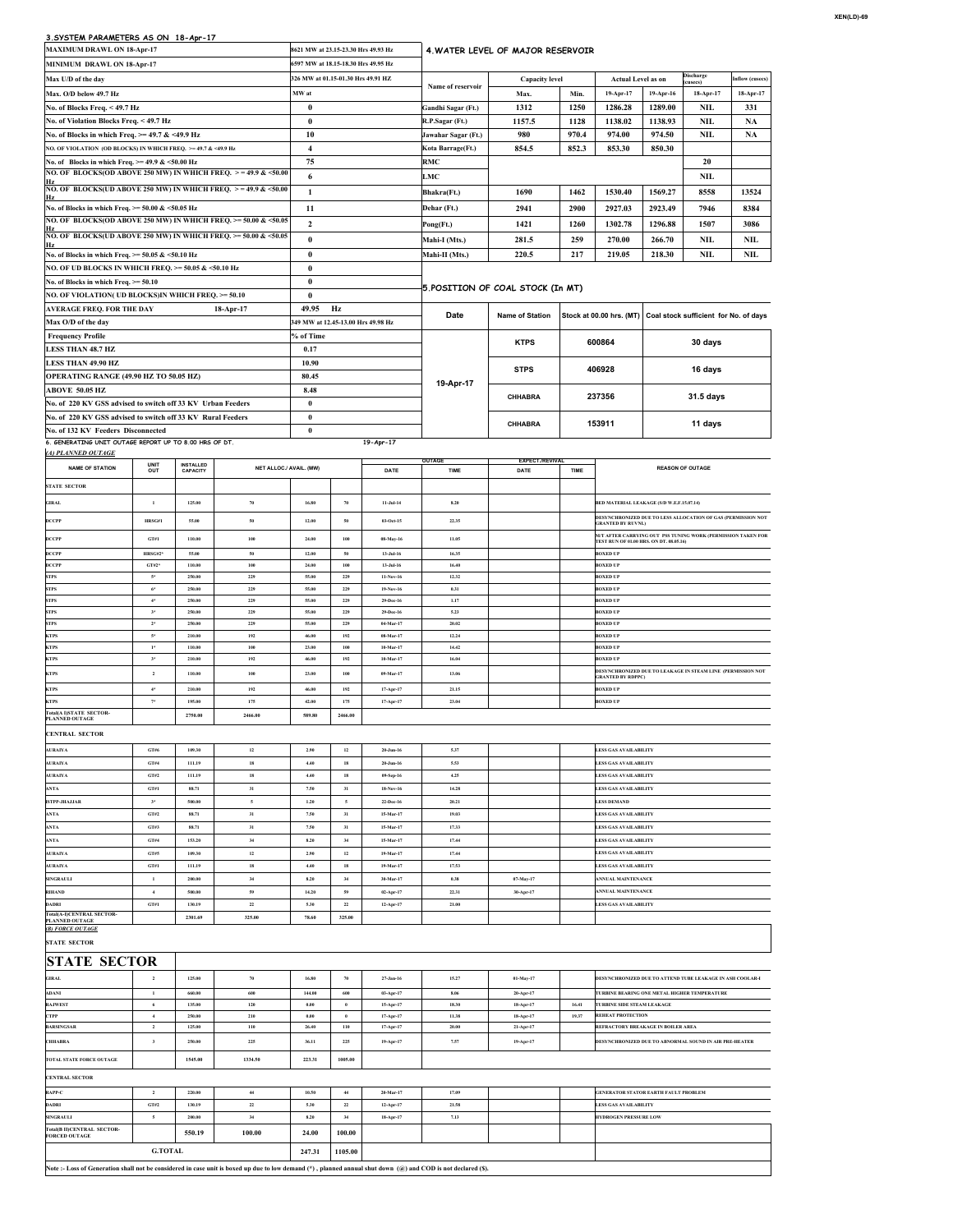## 3.SYSTEM PARAMETERS AS ON 18-Apr-17

| | |
|---|---|
| MAXIMUM DRAWL ON 18-Apr-17 | 8621 MW at 23.15-23.30 Hrs 49.93 Hz |
| MINIMUM DRAWL ON 18-Apr-17 | 6597 MW at 18.15-18.30 Hrs 49.95 Hz |
| Max U/D of the day | 326 MW at 01.15-01.30 Hrs 49.91 HZ |
| Max. O/D below 49.7 Hz | MW at |
| No. of Blocks Freq. < 49.7 Hz | 0 |
| No. of Violation Blocks Freq. < 49.7 Hz | 0 |
| No. of Blocks in which Freq. >= 49.7 & <49.9 Hz | 10 |
| NO. OF VIOLATION (OD BLOCKS) IN WHICH FREQ. >= 49.7 & <49.9 Hz | 4 |
| No. of Blocks in which Freq. >= 49.9 & <50.00 Hz | 75 |
| NO. OF BLOCKS(OD ABOVE 250 MW) IN WHICH FREQ. > = 49.9 & <50.00 Hz | 6 |
| NO. OF BLOCKS(UD ABOVE 250 MW) IN WHICH FREQ. > = 49.9 & <50.00 Hz | 1 |
| No. of Blocks in which Freq. >= 50.00 & <50.05 Hz | 11 |
| NO. OF BLOCKS(OD ABOVE 250 MW) IN WHICH FREQ. >= 50.00 & <50.05 Hz | 2 |
| NO. OF BLOCKS(UD ABOVE 250 MW) IN WHICH FREQ. >= 50.00 & <50.05 Hz | 0 |
| No. of Blocks in which Freq. >= 50.05 & <50.10 Hz | 0 |
| NO. OF UD BLOCKS IN WHICH FREQ. >= 50.05 & <50.10 Hz | 0 |
| No. of Blocks in which Freq. >= 50.10 | 0 |
| NO. OF VIOLATION( UD BLOCKS)IN WHICH FREQ. >= 50.10 | 0 |
| AVERAGE FREQ. FOR THE DAY 18-Apr-17 | 49.95 Hz |
| Max O/D of the day | 349 MW at 12.45-13.00 Hrs 49.98 Hz |
| Frequency Profile | % of Time |
| LESS THAN 48.7 HZ | 0.17 |
| LESS THAN 49.90 HZ | 10.90 |
| OPERATING RANGE (49.90 HZ TO 50.05 HZ) | 80.45 |
| ABOVE 50.05 HZ | 8.48 |
| No. of 220 KV GSS advised to switch off 33 KV Urban Feeders | 0 |
| No. of 220 KV GSS advised to switch off 33 KV Rural Feeders | 0 |
| No. of 132 KV Feeders Disconnected | 0 |

## 4.WATER LEVEL OF MAJOR RESERVOIR

| Name of reservoir | Capacity level | | Actual Level as on | | Discharge (cusecs) | Inflow (cusecs) |
|---|---|---|---|---|---|---|
| | Max. | Min. | 19-Apr-17 | 19-Apr-16 | 18-Apr-17 | 18-Apr-17 |
| Gandhi Sagar (Ft.) | 1312 | 1250 | 1286.28 | 1289.00 | NIL | 331 |
| R.P.Sagar (Ft.) | 1157.5 | 1128 | 1138.02 | 1138.93 | NIL | NA |
| Jawahar Sagar (Ft.) | 980 | 970.4 | 974.00 | 974.50 | NIL | NA |
| Kota Barrage(Ft.) | 854.5 | 852.3 | 853.30 | 850.30 | | |
| RMC | | | | | 20 | |
| LMC | | | | | NIL | |
| Bhakra(Ft.) | 1690 | 1462 | 1530.40 | 1569.27 | 8558 | 13524 |
| Dehar (Ft.) | 2941 | 2900 | 2927.03 | 2923.49 | 7946 | 8384 |
| Pong(Ft.) | 1421 | 1260 | 1302.78 | 1296.88 | 1507 | 3086 |
| Mahi-I (Mts.) | 281.5 | 259 | 270.00 | 266.70 | NIL | NIL |
| Mahi-II (Mts.) | 220.5 | 217 | 219.05 | 218.30 | NIL | NIL |

## 5.POSITION OF COAL STOCK (In MT)

| Date | Name of Station | Stock at 00.00 hrs. (MT) | Coal stock sufficient for No. of days |
|---|---|---|---|
| 19-Apr-17 | KTPS | 600864 | 30 days |
| | STPS | 406928 | 16 days |
| | CHHABRA | 237356 | 31.5 days |
| | CHHABRA | 153911 | 11 days |

## 6. GENERATING UNIT OUTAGE REPORT UP TO 8.00 HRS OF DT. 19-Apr-17

*(A) PLANNED OUTAGE*

| NAME OF STATION | UNIT OUT | INSTALLED CAPACITY | NET ALLOC./ AVAIL. (MW) | | | OUTAGE DATE | OUTAGE TIME | EXPECT./REVIVAL DATE | TIME | REASON OF OUTAGE |
|---|---|---|---|---|---|---|---|---|---|---|
| **STATE SECTOR** | | | | | | | | | | |
| GIRAL | 1 | 125.00 | 70 | 16.80 | 70 | 11-Jul-14 | 8.20 | | | BED MATERIAL LEAKAGE (S/D W.E.F.15.07.14) |
| DCCPP | HRSG#1 | 55.00 | 50 | 12.00 | 50 | 03-Oct-15 | 22.35 | | | DESYNCHRONIZED DUE TO LESS ALLOCATION OF GAS (PERMISSION NOT GRANTED BY RUVNL) |
| DCCPP | GT#1 | 110.00 | 100 | 24.00 | 100 | 08-May-16 | 11.05 | | | S/T AFTER CARRYING OUT PSS TUNING WORK (PERMISSION TAKEN FOR TEST RUN OF 01.00 HRS. ON DT. 08.05.16) |
| DCCPP | HRSG#2* | 55.00 | 50 | 12.00 | 50 | 13-Jul-16 | 16.35 | | | BOXED UP |
| DCCPP | GT#2* | 110.00 | 100 | 24.00 | 100 | 13-Jul-16 | 16.40 | | | BOXED UP |
| STPS | 5* | 250.00 | 229 | 55.00 | 229 | 11-Nov-16 | 12.32 | | | BOXED UP |
| STPS | 6* | 250.00 | 229 | 55.00 | 229 | 19-Nov-16 | 8.31 | | | BOXED UP |
| STPS | 4* | 250.00 | 229 | 55.00 | 229 | 29-Dec-16 | 1.17 | | | BOXED UP |
| STPS | 3* | 250.00 | 229 | 55.00 | 229 | 29-Dec-16 | 5.23 | | | BOXED UP |
| STPS | 2* | 250.00 | 229 | 55.00 | 229 | 04-Mar-17 | 20.02 | | | BOXED UP |
| KTPS | 5* | 210.00 | 192 | 46.00 | 192 | 08-Mar-17 | 12.24 | | | BOXED UP |
| KTPS | 1* | 110.00 | 100 | 23.00 | 100 | 10-Mar-17 | 14.42 | | | BOXED UP |
| KTPS | 3* | 210.00 | 192 | 46.00 | 192 | 10-Mar-17 | 16.04 | | | BOXED UP |
| KTPS | 2 | 110.00 | 100 | 23.00 | 100 | 09-Mar-17 | 13.06 | | | DESYNCHRONIZED DUE TO LEAKAGE IN STEAM LINE (PERMISSION NOT GRANTED BY RDPPC) |
| KTPS | 4* | 210.00 | 192 | 46.00 | 192 | 17-Apr-17 | 21.15 | | | BOXED UP |
| KTPS | 7* | 195.00 | 175 | 42.00 | 175 | 17-Apr-17 | 23.04 | | | BOXED UP |
| Total(A I)STATE SECTOR-PLANNED OUTAGE | | 2750.00 | 2466.00 | 589.80 | 2466.00 | | | | | |
| **CENTRAL SECTOR** | | | | | | | | | | |
| AURAIYA | GT#6 | 109.30 | 12 | 2.90 | 12 | 20-Jun-16 | 5.37 | | | LESS GAS AVAILABILITY |
| AURAIYA | GT#4 | 111.19 | 18 | 4.40 | 18 | 20-Jun-16 | 5.53 | | | LESS GAS AVAILABILITY |
| AURAIYA | GT#2 | 111.19 | 18 | 4.40 | 18 | 09-Sep-16 | 4.25 | | | LESS GAS AVAILABILITY |
| ANTA | GT#1 | 88.71 | 31 | 7.50 | 31 | 18-Nov-16 | 14.28 | | | LESS GAS AVAILABILITY |
| ISTPP-JHAJJAR | 3* | 500.00 | 5 | 1.20 | 5 | 22-Dec-16 | 20.21 | | | LESS DEMAND |
| ANTA | GT#2 | 88.71 | 31 | 7.50 | 31 | 15-Mar-17 | 19.03 | | | LESS GAS AVAILABILITY |
| ANTA | GT#3 | 88.71 | 31 | 7.50 | 31 | 15-Mar-17 | 17.33 | | | LESS GAS AVAILABILITY |
| ANTA | GT#4 | 153.20 | 34 | 8.20 | 34 | 15-Mar-17 | 17.44 | | | LESS GAS AVAILABILITY |
| AURAIYA | GT#5 | 109.30 | 12 | 2.90 | 12 | 19-Mar-17 | 17.44 | | | LESS GAS AVAILABILITY |
| AURAIYA | GT#1 | 111.19 | 18 | 4.40 | 18 | 19-Mar-17 | 17.53 | | | LESS GAS AVAILABILITY |
| SINGRAULI | 1 | 200.00 | 34 | 8.20 | 34 | 30-Mar-17 | 0.38 | 07-May-17 | | ANNUAL MAINTENANCE |
| RIHAND | 4 | 500.00 | 59 | 14.20 | 59 | 02-Apr-17 | 22.31 | 30-Apr-17 | | ANNUAL MAINTENANCE |
| DADRI | GT#1 | 130.19 | 22 | 5.30 | 22 | 12-Apr-17 | 21.00 | | | LESS GAS AVAILABILITY |
| Total(A-I)CENTRAL SECTOR-PLANNED OUTAGE | | 2301.69 | 325.00 | 78.60 | 325.00 | | | | | |

*(B) FORCE OUTAGE*

| NAME OF STATION | UNIT OUT | INSTALLED CAPACITY | NET ALLOC./ AVAIL. (MW) | | | OUTAGE DATE | OUTAGE TIME | EXPECT./REVIVAL DATE | TIME | REASON OF OUTAGE |
|---|---|---|---|---|---|---|---|---|---|---|
| **STATE SECTOR** | | | | | | | | | | |
| GIRAL | 2 | 125.00 | 70 | 16.80 | 70 | 27-Jan-16 | 15.27 | 01-May-17 | | DESYNCHRONIZED DUE TO ATTEND TUBE LEAKAGE IN ASH COOLAR-I |
| ADANI | 1 | 660.00 | 600 | 144.00 | 600 | 03-Apr-17 | 8.06 | 20-Apr-17 | | TURBINE BEARING ONE METAL HIGHER TEMPERATURE |
| RAJWEST | 6 | 135.00 | 120 | 0.00 | 0 | 15-Apr-17 | 18.30 | 18-Apr-17 | 16.41 | TURBINE SIDE STEAM LEAKAGE |
| CTPP | 4 | 250.00 | 210 | 0.00 | 0 | 17-Apr-17 | 11.38 | 18-Apr-17 | 19.37 | REHEAT PROTECTION |
| BARSINGSAR | 2 | 125.00 | 110 | 26.40 | 110 | 17-Apr-17 | 20.00 | 21-Apr-17 | | REFRACTORY BREAKAGE IN BOILER AREA |
| CHHABRA | 3 | 250.00 | 225 | 36.11 | 225 | 19-Apr-17 | 7.57 | 19-Apr-17 | | DESYNCHRONIZED DUE TO ABNORMAL SOUND IN AIR PRE-HEATER |
| TOTAL STATE FORCE OUTAGE | | 1545.00 | 1334.50 | 223.31 | 1005.00 | | | | | |
| **CENTRAL SECTOR** | | | | | | | | | | |
| RAPP-C | 2 | 220.00 | 44 | 10.50 | 44 | 20-Mar-17 | 17.09 | | | GENERATOR STATOR EARTH FAULT PROBLEM |
| DADRI | GT#2 | 130.19 | 22 | 5.30 | 22 | 12-Apr-17 | 21.58 | | | LESS GAS AVAILABILITY |
| SINGRAULI | 5 | 200.00 | 34 | 8.20 | 34 | 18-Apr-17 | 7.13 | | | HYDROGEN PRESSURE LOW |
| Total(B II)CENTRAL SECTOR-FORCED OUTAGE | | 550.19 | 100.00 | 24.00 | 100.00 | | | | | |
| G.TOTAL | | | | 247.31 | 1105.00 | | | | | |

Note :- Loss of Generation shall not be considered in case unit is boxed up due to low demand (*) , planned annual shut down (@) and COD is not declared ($).